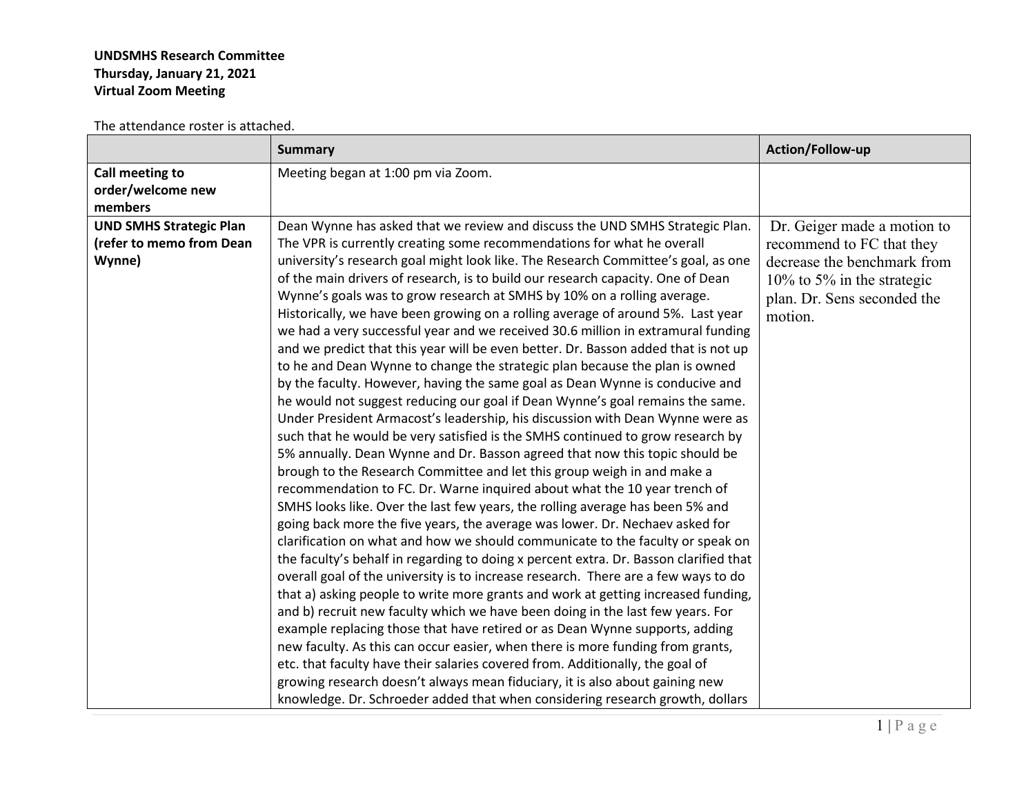**UNDSMHS Research Committee**
**Thursday, January 21, 2021**
**Virtual Zoom Meeting**

The attendance roster is attached.

| | Summary | Action/Follow-up |
|---|---|---|
| **Call meeting to order/welcome new members** | Meeting began at 1:00 pm via Zoom. | |
| **UND SMHS Strategic Plan (refer to memo from Dean Wynne)** | Dean Wynne has asked that we review and discuss the UND SMHS Strategic Plan. The VPR is currently creating some recommendations for what he overall university's research goal might look like. The Research Committee's goal, as one of the main drivers of research, is to build our research capacity. One of Dean Wynne's goals was to grow research at SMHS by 10% on a rolling average. Historically, we have been growing on a rolling average of around 5%. Last year we had a very successful year and we received 30.6 million in extramural funding and we predict that this year will be even better. Dr. Basson added that is not up to he and Dean Wynne to change the strategic plan because the plan is owned by the faculty. However, having the same goal as Dean Wynne is conducive and he would not suggest reducing our goal if Dean Wynne's goal remains the same. Under President Armacost's leadership, his discussion with Dean Wynne were as such that he would be very satisfied is the SMHS continued to grow research by 5% annually. Dean Wynne and Dr. Basson agreed that now this topic should be brough to the Research Committee and let this group weigh in and make a recommendation to FC. Dr. Warne inquired about what the 10 year trench of SMHS looks like. Over the last few years, the rolling average has been 5% and going back more the five years, the average was lower. Dr. Nechaev asked for clarification on what and how we should communicate to the faculty or speak on the faculty's behalf in regarding to doing x percent extra. Dr. Basson clarified that overall goal of the university is to increase research. There are a few ways to do that a) asking people to write more grants and work at getting increased funding, and b) recruit new faculty which we have been doing in the last few years. For example replacing those that have retired or as Dean Wynne supports, adding new faculty. As this can occur easier, when there is more funding from grants, etc. that faculty have their salaries covered from. Additionally, the goal of growing research doesn't always mean fiduciary, it is also about gaining new knowledge. Dr. Schroeder added that when considering research growth, dollars | Dr. Geiger made a motion to recommend to FC that they decrease the benchmark from 10% to 5% in the strategic plan. Dr. Sens seconded the motion. |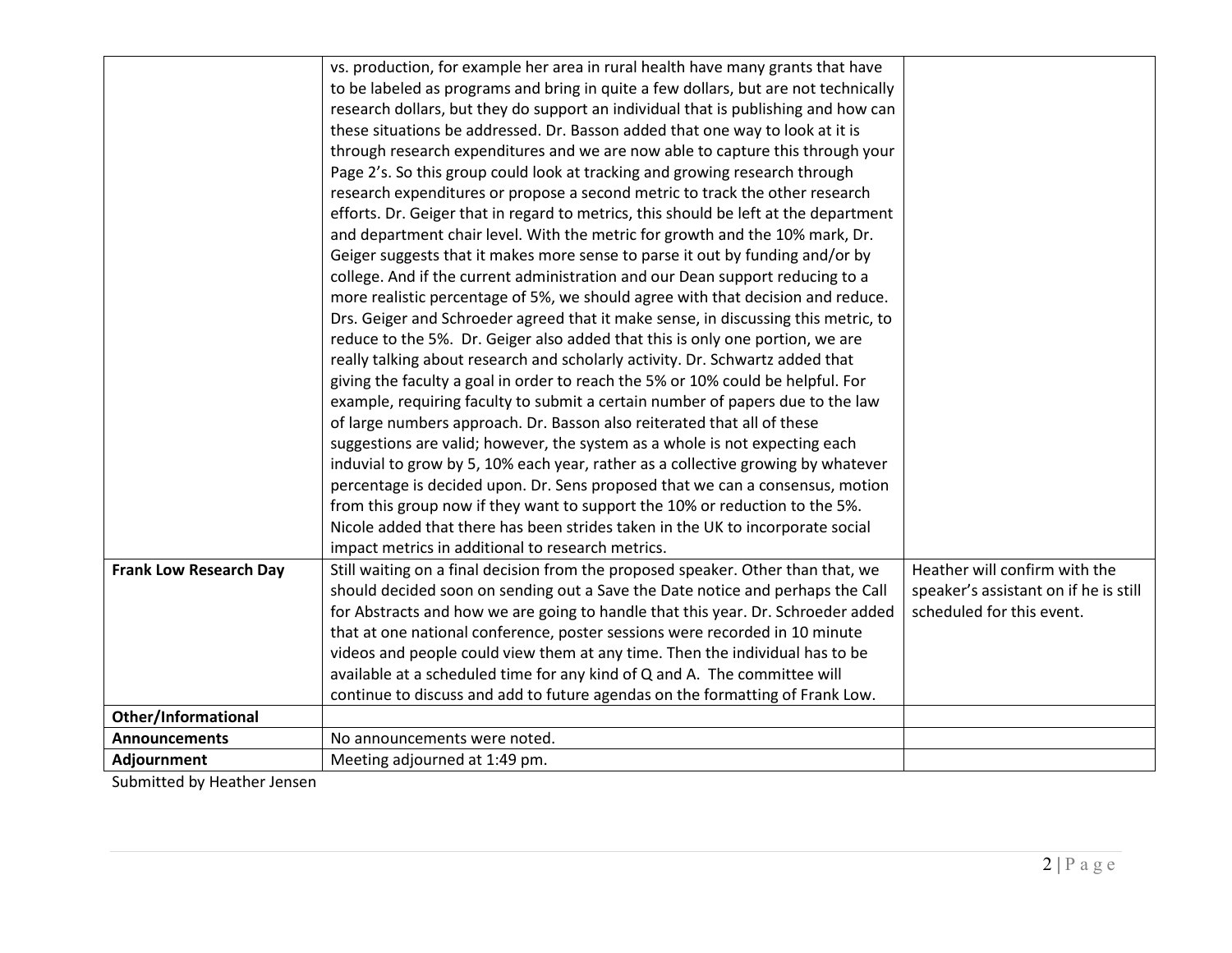| | | |
|---|---|---|
| | vs. production, for example her area in rural health have many grants that have to be labeled as programs and bring in quite a few dollars, but are not technically research dollars, but they do support an individual that is publishing and how can these situations be addressed. Dr. Basson added that one way to look at it is through research expenditures and we are now able to capture this through your Page 2's. So this group could look at tracking and growing research through research expenditures or propose a second metric to track the other research efforts. Dr. Geiger that in regard to metrics, this should be left at the department and department chair level. With the metric for growth and the 10% mark, Dr. Geiger suggests that it makes more sense to parse it out by funding and/or by college. And if the current administration and our Dean support reducing to a more realistic percentage of 5%, we should agree with that decision and reduce. Drs. Geiger and Schroeder agreed that it make sense, in discussing this metric, to reduce to the 5%. Dr. Geiger also added that this is only one portion, we are really talking about research and scholarly activity. Dr. Schwartz added that giving the faculty a goal in order to reach the 5% or 10% could be helpful. For example, requiring faculty to submit a certain number of papers due to the law of large numbers approach. Dr. Basson also reiterated that all of these suggestions are valid; however, the system as a whole is not expecting each induvial to grow by 5, 10% each year, rather as a collective growing by whatever percentage is decided upon. Dr. Sens proposed that we can a consensus, motion from this group now if they want to support the 10% or reduction to the 5%. Nicole added that there has been strides taken in the UK to incorporate social impact metrics in additional to research metrics. | |
| **Frank Low Research Day** | Still waiting on a final decision from the proposed speaker. Other than that, we should decided soon on sending out a Save the Date notice and perhaps the Call for Abstracts and how we are going to handle that this year. Dr. Schroeder added that at one national conference, poster sessions were recorded in 10 minute videos and people could view them at any time. Then the individual has to be available at a scheduled time for any kind of Q and A. The committee will continue to discuss and add to future agendas on the formatting of Frank Low. | Heather will confirm with the speaker's assistant on if he is still scheduled for this event. |
| **Other/Informational** | | |
| **Announcements** | No announcements were noted. | |
| **Adjournment** | Meeting adjourned at 1:49 pm. | |

Submitted by Heather Jensen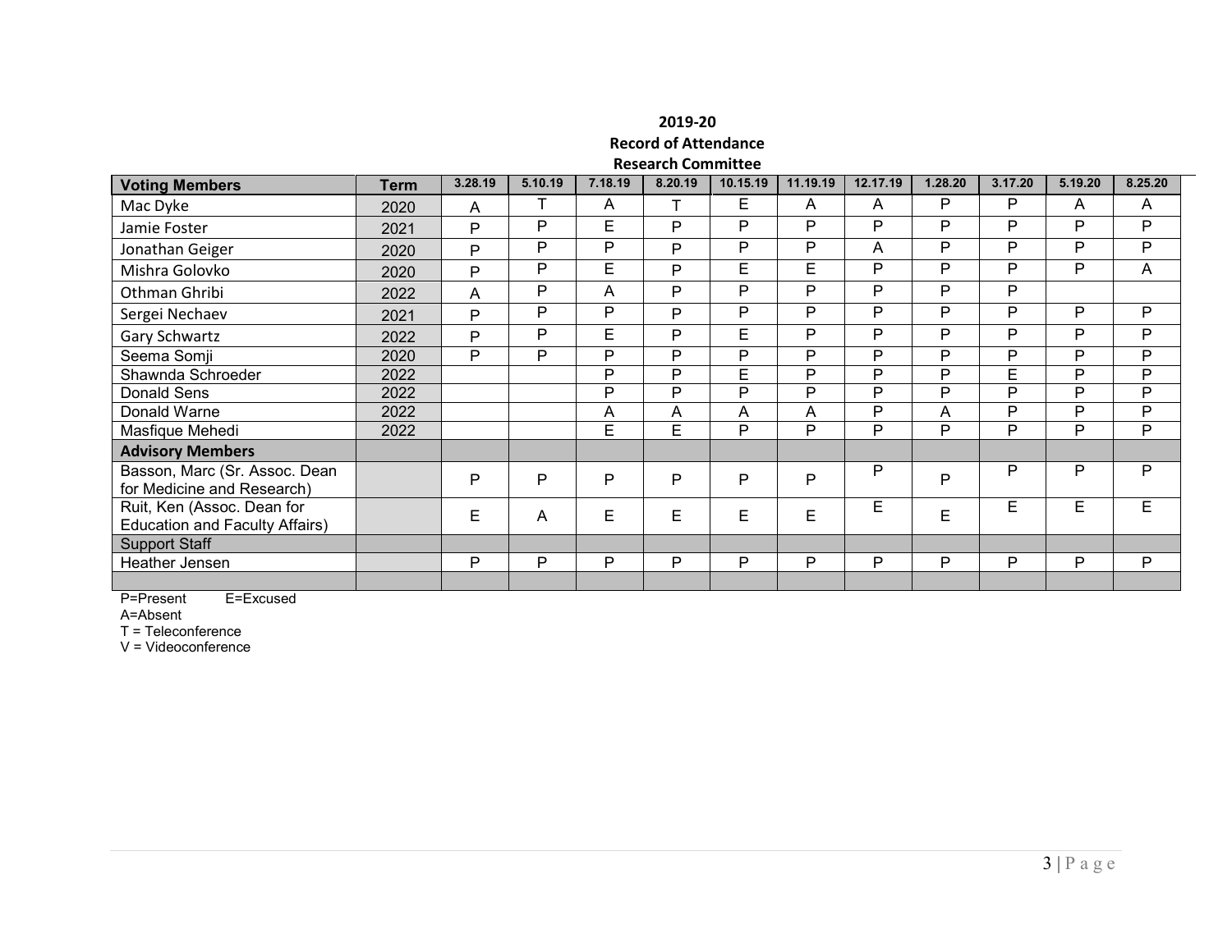**2019-20**
**Record of Attendance**
**Research Committee**

| Voting Members | Term | 3.28.19 | 5.10.19 | 7.18.19 | 8.20.19 | 10.15.19 | 11.19.19 | 12.17.19 | 1.28.20 | 3.17.20 | 5.19.20 | 8.25.20 |
|---|---|---|---|---|---|---|---|---|---|---|---|---|
| Mac Dyke | 2020 | A | T | A | T | E | A | A | P | P | A | A |
| Jamie Foster | 2021 | P | P | E | P | P | P | P | P | P | P | P |
| Jonathan Geiger | 2020 | P | P | P | P | P | P | A | P | P | P | P |
| Mishra Golovko | 2020 | P | P | E | P | E | E | P | P | P | P | A |
| Othman Ghribi | 2022 | A | P | A | P | P | P | P | P | P | | |
| Sergei Nechaev | 2021 | P | P | P | P | P | P | P | P | P | P | P |
| Gary Schwartz | 2022 | P | P | E | P | E | P | P | P | P | P | P |
| Seema Somji | 2020 | P | P | P | P | P | P | P | P | P | P | P |
| Shawnda Schroeder | 2022 | | | P | P | E | P | P | P | E | P | P |
| Donald Sens | 2022 | | | P | P | P | P | P | P | P | P | P |
| Donald Warne | 2022 | | | A | A | A | A | P | A | P | P | P |
| Masfique Mehedi | 2022 | | | E | E | P | P | P | P | P | P | P |
| **Advisory Members** | | | | | | | | | | | | |
| Basson, Marc (Sr. Assoc. Dean for Medicine and Research) | | P | P | P | P | P | P | P | P | P | P | P |
| Ruit, Ken (Assoc. Dean for Education and Faculty Affairs) | | E | A | E | E | E | E | E | E | E | E | E |
| Support Staff | | | | | | | | | | | | |
| Heather Jensen | | P | P | P | P | P | P | P | P | P | P | P |
| | | | | | | | | | | | | |

P=Present E=Excused
A=Absent
T = Teleconference
V = Videoconference